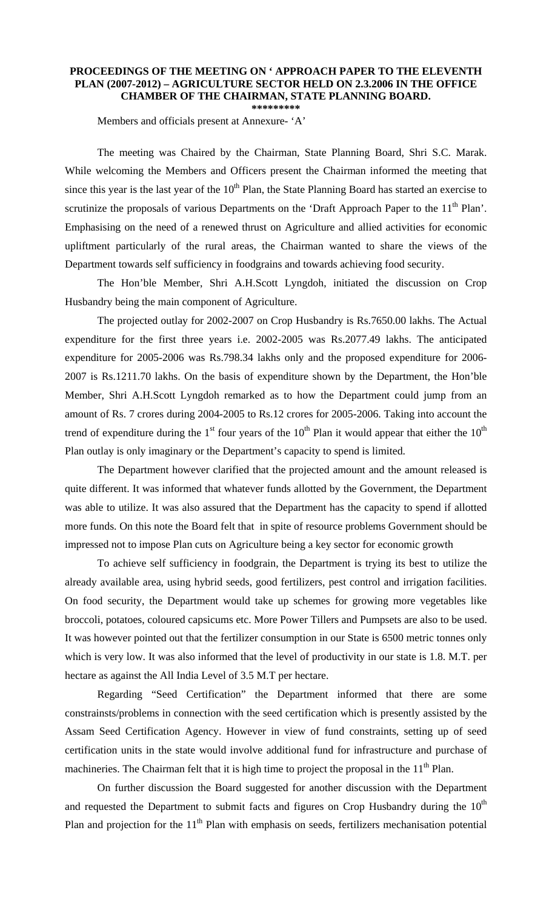**PROCEEDINGS OF THE MEETING ON ' APPROACH PAPER TO THE ELEVENTH PLAN (2007-2012) – AGRICULTURE SECTOR HELD ON 2.3.2006 IN THE OFFICE CHAMBER OF THE CHAIRMAN, STATE PLANNING BOARD.**

**\*\*\*\*\*\*\*\*\***

Members and officials present at Annexure- 'A'

The meeting was Chaired by the Chairman, State Planning Board, Shri S.C. Marak. While welcoming the Members and Officers present the Chairman informed the meeting that since this year is the last year of the 10th Plan, the State Planning Board has started an exercise to scrutinize the proposals of various Departments on the 'Draft Approach Paper to the 11th Plan'. Emphasising on the need of a renewed thrust on Agriculture and allied activities for economic upliftment particularly of the rural areas, the Chairman wanted to share the views of the Department towards self sufficiency in foodgrains and towards achieving food security.

The Hon'ble Member, Shri A.H.Scott Lyngdoh, initiated the discussion on Crop Husbandry being the main component of Agriculture.

The projected outlay for 2002-2007 on Crop Husbandry is Rs.7650.00 lakhs. The Actual expenditure for the first three years i.e. 2002-2005 was Rs.2077.49 lakhs. The anticipated expenditure for 2005-2006 was Rs.798.34 lakhs only and the proposed expenditure for 2006-2007 is Rs.1211.70 lakhs. On the basis of expenditure shown by the Department, the Hon'ble Member, Shri A.H.Scott Lyngdoh remarked as to how the Department could jump from an amount of Rs. 7 crores during 2004-2005 to Rs.12 crores for 2005-2006. Taking into account the trend of expenditure during the 1st four years of the 10th Plan it would appear that either the 10th Plan outlay is only imaginary or the Department's capacity to spend is limited.

The Department however clarified that the projected amount and the amount released is quite different. It was informed that whatever funds allotted by the Government, the Department was able to utilize. It was also assured that the Department has the capacity to spend if allotted more funds. On this note the Board felt that in spite of resource problems Government should be impressed not to impose Plan cuts on Agriculture being a key sector for economic growth

To achieve self sufficiency in foodgrain, the Department is trying its best to utilize the already available area, using hybrid seeds, good fertilizers, pest control and irrigation facilities. On food security, the Department would take up schemes for growing more vegetables like broccoli, potatoes, coloured capsicums etc. More Power Tillers and Pumpsets are also to be used. It was however pointed out that the fertilizer consumption in our State is 6500 metric tonnes only which is very low. It was also informed that the level of productivity in our state is 1.8. M.T. per hectare as against the All India Level of 3.5 M.T per hectare.

Regarding "Seed Certification" the Department informed that there are some constrainsts/problems in connection with the seed certification which is presently assisted by the Assam Seed Certification Agency. However in view of fund constraints, setting up of seed certification units in the state would involve additional fund for infrastructure and purchase of machineries. The Chairman felt that it is high time to project the proposal in the 11th Plan.

On further discussion the Board suggested for another discussion with the Department and requested the Department to submit facts and figures on Crop Husbandry during the 10th Plan and projection for the 11th Plan with emphasis on seeds, fertilizers mechanisation potential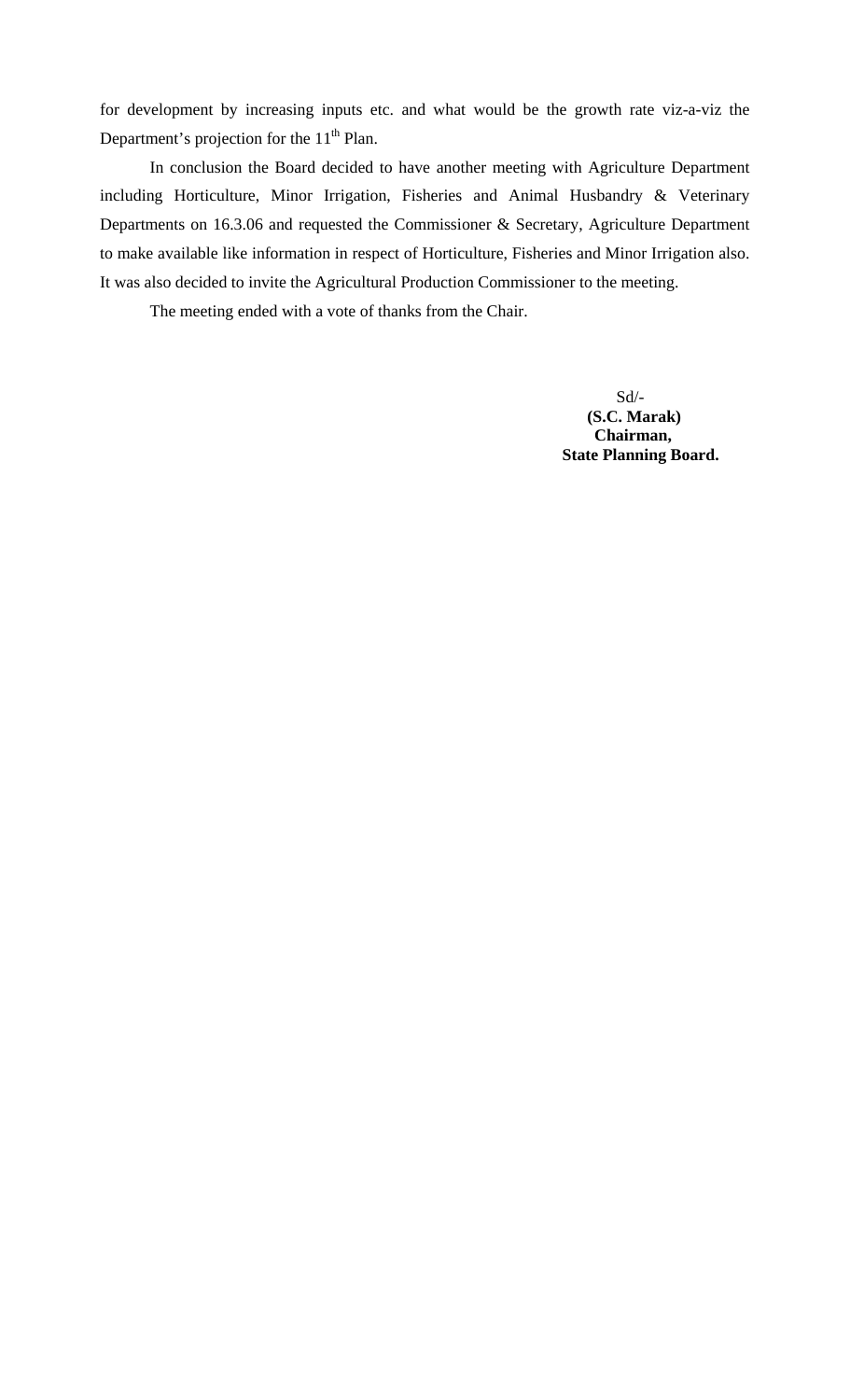for development by increasing inputs etc. and what would be the growth rate viz-a-viz the Department's projection for the 11th Plan.

In conclusion the Board decided to have another meeting with Agriculture Department including Horticulture, Minor Irrigation, Fisheries and Animal Husbandry & Veterinary Departments on 16.3.06 and requested the Commissioner & Secretary, Agriculture Department to make available like information in respect of Horticulture, Fisheries and Minor Irrigation also. It was also decided to invite the Agricultural Production Commissioner to the meeting.

The meeting ended with a vote of thanks from the Chair.

Sd/-
**(S.C. Marak)**
**Chairman,**
**State Planning Board.**